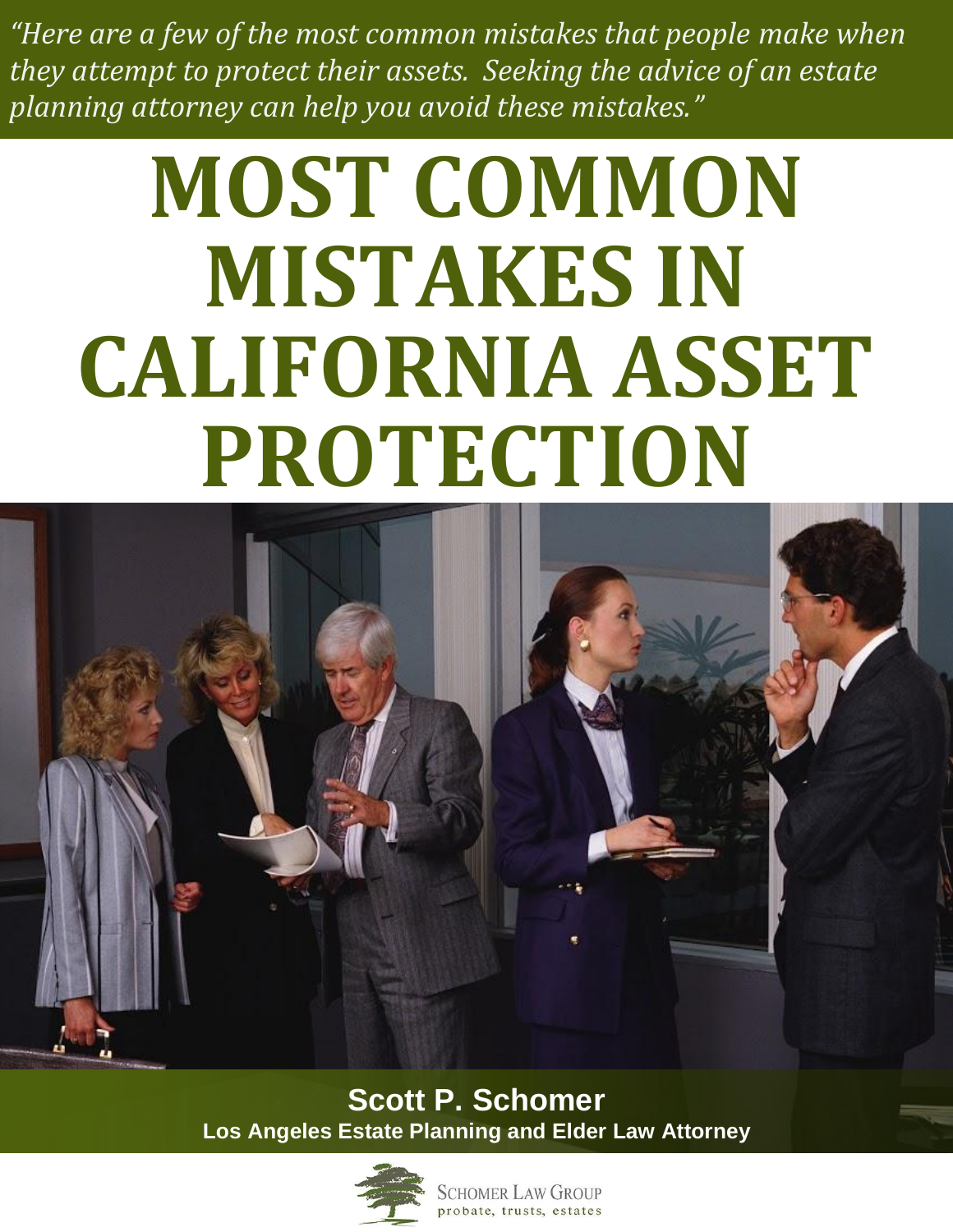*"Here are a few of the most common mistakes that people make when they attempt to protect their assets. Seeking the advice of an estate planning attorney can help you avoid these mistakes."*

# MOST COMMON MISTAKES IN CALIFORNIA ASSET PROTECTION

**Scott P. Schomer**

**Los Angeles Estate Planning and Elder Law Attorney**

SCHOMER LAW GROUP

probate, trusts, estates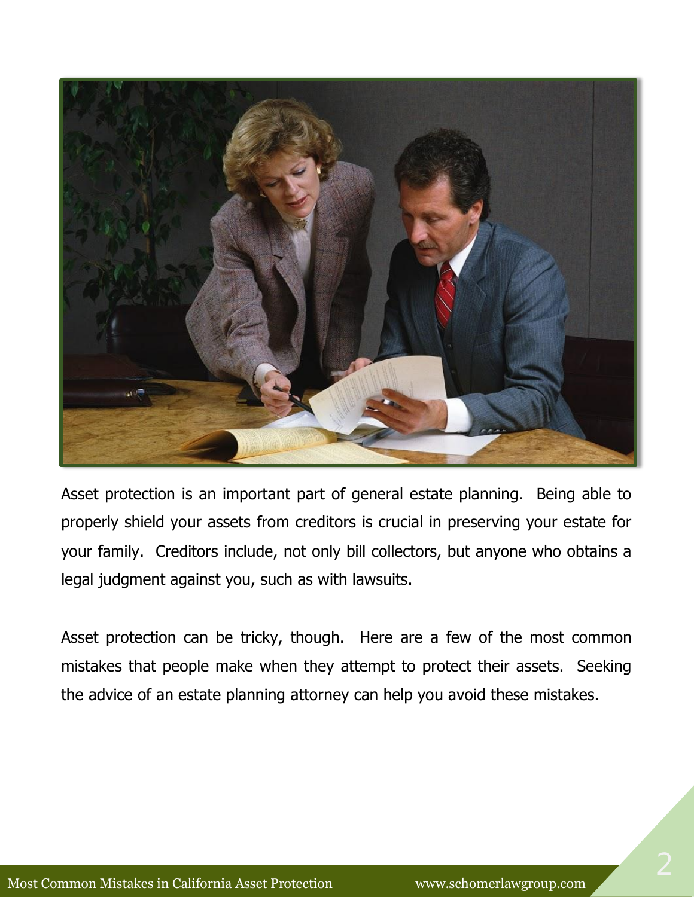Asset protection is an important part of general estate planning. Being able to properly shield your assets from creditors is crucial in preserving your estate for your family. Creditors include, not only bill collectors, but anyone who obtains a legal judgment against you, such as with lawsuits.

Asset protection can be tricky, though. Here are a few of the most common mistakes that people make when they attempt to protect their assets. Seeking the advice of an estate planning attorney can help you avoid these mistakes.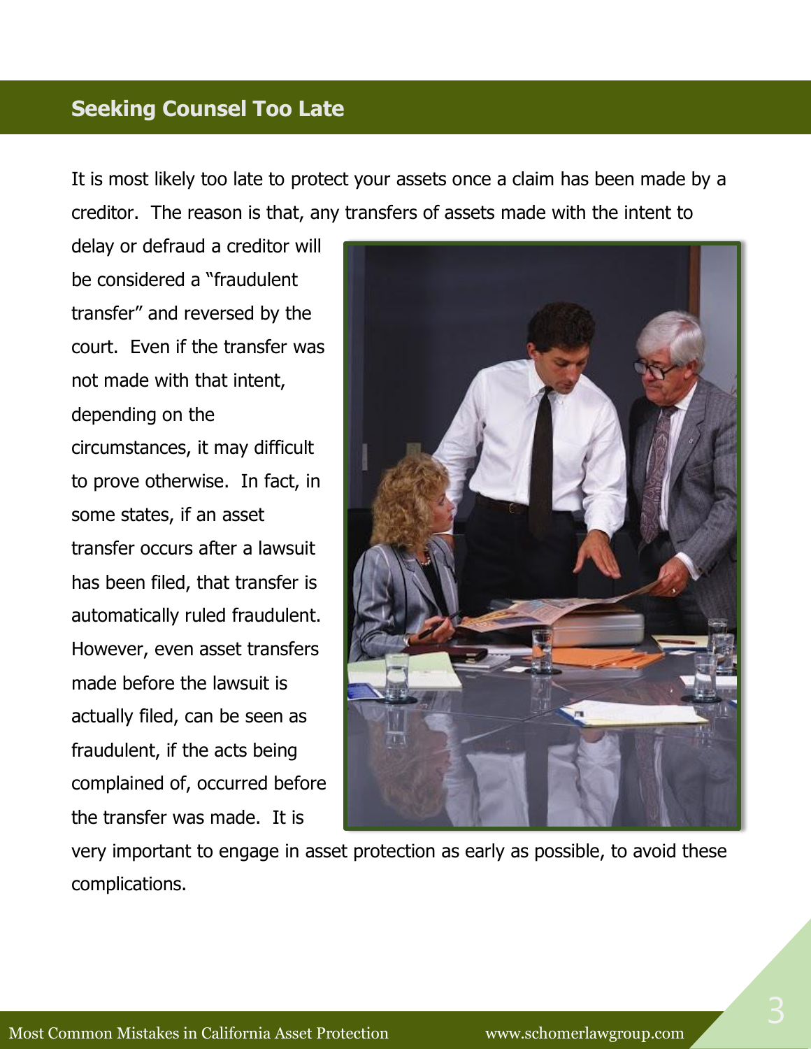## Seeking Counsel Too Late

It is most likely too late to protect your assets once a claim has been made by a creditor. The reason is that, any transfers of assets made with the intent to delay or defraud a creditor will be considered a "fraudulent transfer" and reversed by the court. Even if the transfer was not made with that intent, depending on the circumstances, it may difficult to prove otherwise. In fact, in some states, if an asset transfer occurs after a lawsuit has been filed, that transfer is automatically ruled fraudulent. However, even asset transfers made before the lawsuit is actually filed, can be seen as fraudulent, if the acts being complained of, occurred before the transfer was made. It is very important to engage in asset protection as early as possible, to avoid these complications.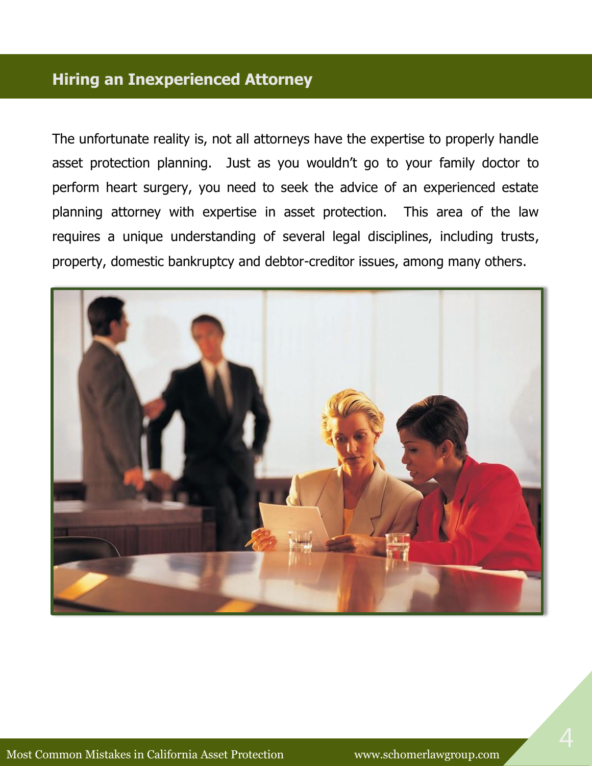## Hiring an Inexperienced Attorney

The unfortunate reality is, not all attorneys have the expertise to properly handle asset protection planning. Just as you wouldn't go to your family doctor to perform heart surgery, you need to seek the advice of an experienced estate planning attorney with expertise in asset protection. This area of the law requires a unique understanding of several legal disciplines, including trusts, property, domestic bankruptcy and debtor-creditor issues, among many others.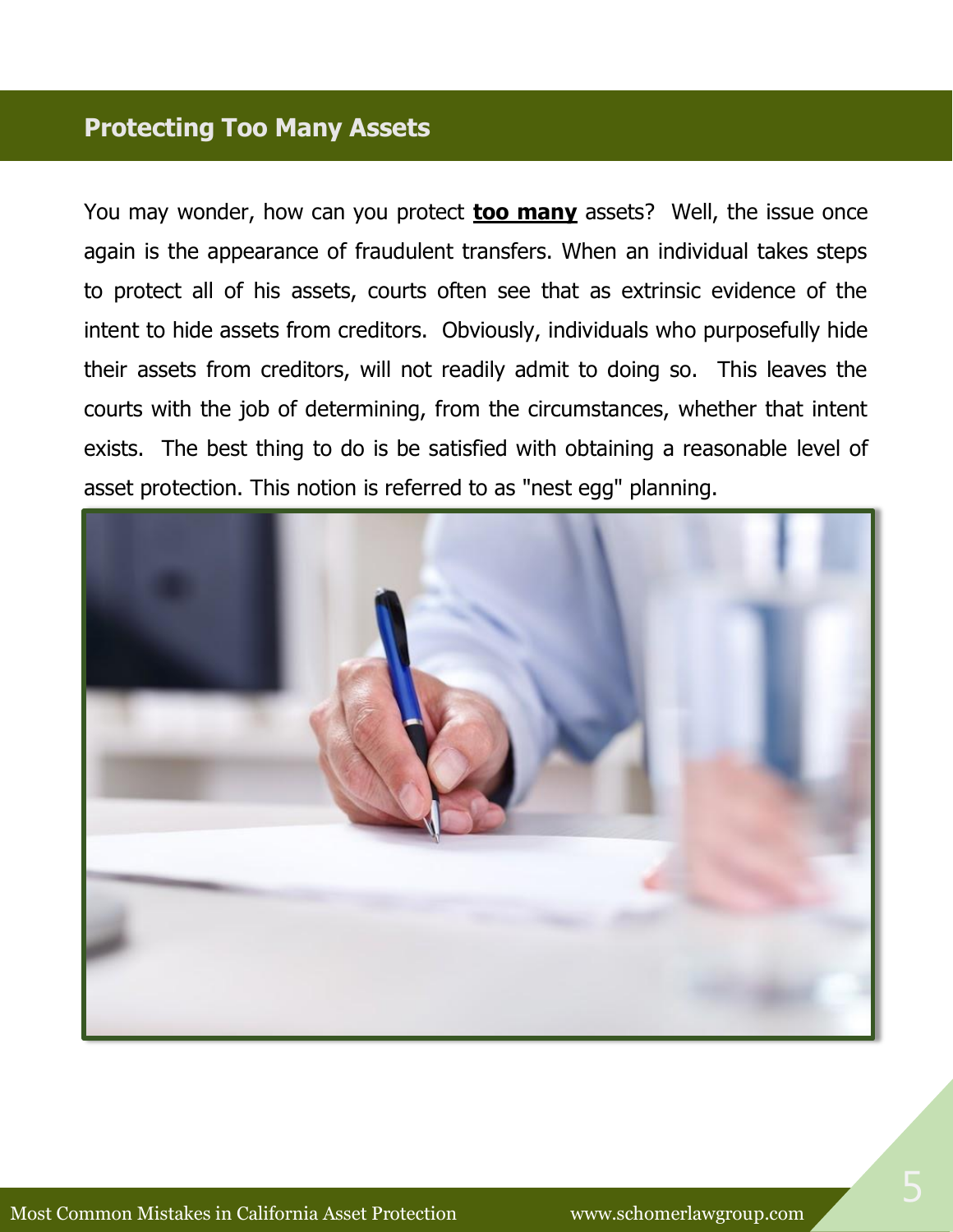## Protecting Too Many Assets

You may wonder, how can you protect **too many** assets? Well, the issue once again is the appearance of fraudulent transfers. When an individual takes steps to protect all of his assets, courts often see that as extrinsic evidence of the intent to hide assets from creditors. Obviously, individuals who purposefully hide their assets from creditors, will not readily admit to doing so. This leaves the courts with the job of determining, from the circumstances, whether that intent exists. The best thing to do is be satisfied with obtaining a reasonable level of asset protection. This notion is referred to as "nest egg" planning.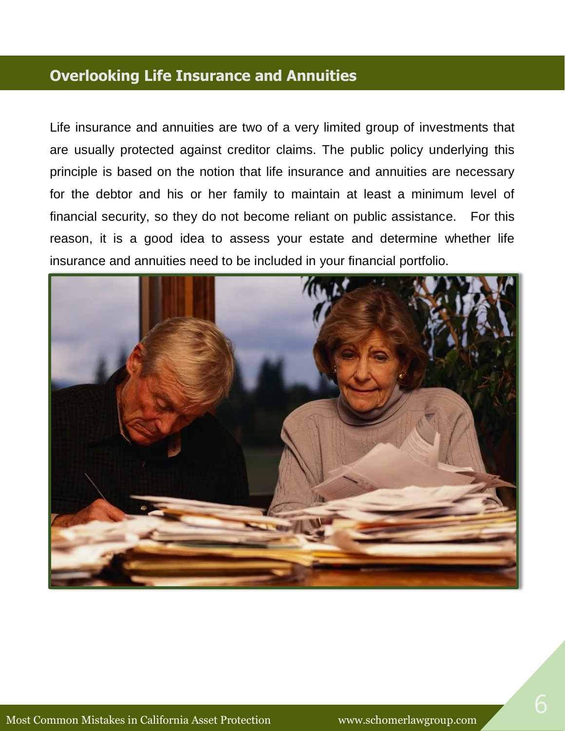## Overlooking Life Insurance and Annuities

Life insurance and annuities are two of a very limited group of investments that are usually protected against creditor claims. The public policy underlying this principle is based on the notion that life insurance and annuities are necessary for the debtor and his or her family to maintain at least a minimum level of financial security, so they do not become reliant on public assistance. For this reason, it is a good idea to assess your estate and determine whether life insurance and annuities need to be included in your financial portfolio.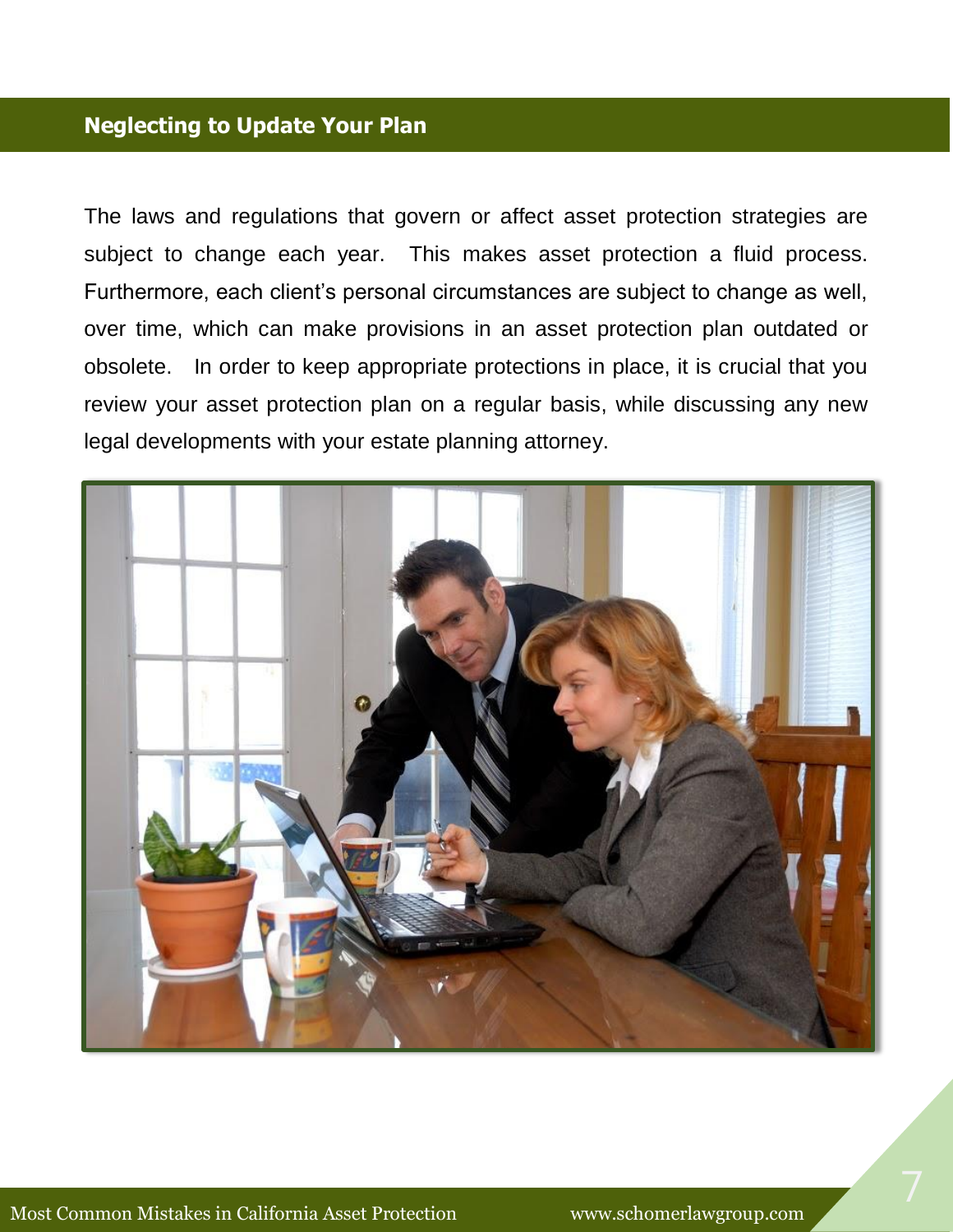## Neglecting to Update Your Plan

The laws and regulations that govern or affect asset protection strategies are subject to change each year. This makes asset protection a fluid process. Furthermore, each client's personal circumstances are subject to change as well, over time, which can make provisions in an asset protection plan outdated or obsolete. In order to keep appropriate protections in place, it is crucial that you review your asset protection plan on a regular basis, while discussing any new legal developments with your estate planning attorney.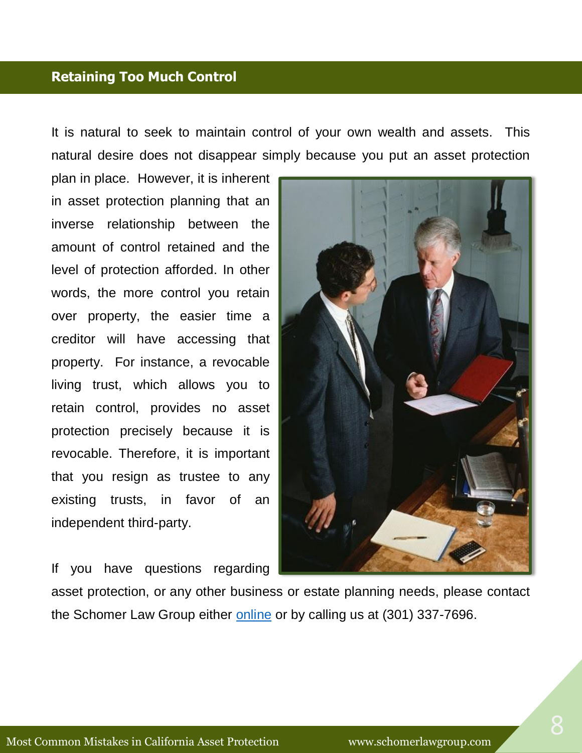## Retaining Too Much Control

It is natural to seek to maintain control of your own wealth and assets. This natural desire does not disappear simply because you put an asset protection plan in place. However, it is inherent in asset protection planning that an inverse relationship between the amount of control retained and the level of protection afforded. In other words, the more control you retain over property, the easier time a creditor will have accessing that property. For instance, a revocable living trust, which allows you to retain control, provides no asset protection precisely because it is revocable. Therefore, it is important that you resign as trustee to any existing trusts, in favor of an independent third-party.

If you have questions regarding asset protection, or any other business or estate planning needs, please contact the Schomer Law Group either [online] or by calling us at (301) 337-7696.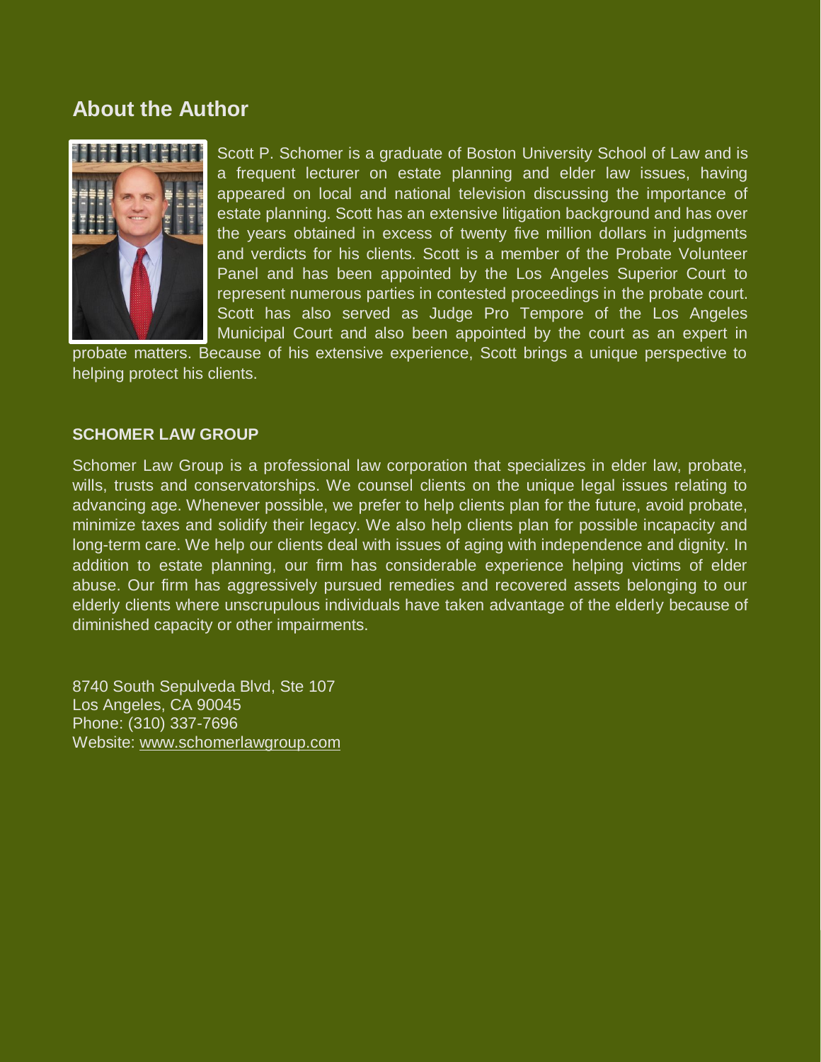## About the Author

Scott P. Schomer is a graduate of Boston University School of Law and is a frequent lecturer on estate planning and elder law issues, having appeared on local and national television discussing the importance of estate planning. Scott has an extensive litigation background and has over the years obtained in excess of twenty five million dollars in judgments and verdicts for his clients. Scott is a member of the Probate Volunteer Panel and has been appointed by the Los Angeles Superior Court to represent numerous parties in contested proceedings in the probate court. Scott has also served as Judge Pro Tempore of the Los Angeles Municipal Court and also been appointed by the court as an expert in probate matters. Because of his extensive experience, Scott brings a unique perspective to helping protect his clients.

**SCHOMER LAW GROUP**

Schomer Law Group is a professional law corporation that specializes in elder law, probate, wills, trusts and conservatorships. We counsel clients on the unique legal issues relating to advancing age. Whenever possible, we prefer to help clients plan for the future, avoid probate, minimize taxes and solidify their legacy. We also help clients plan for possible incapacity and long-term care. We help our clients deal with issues of aging with independence and dignity. In addition to estate planning, our firm has considerable experience helping victims of elder abuse. Our firm has aggressively pursued remedies and recovered assets belonging to our elderly clients where unscrupulous individuals have taken advantage of the elderly because of diminished capacity or other impairments.

8740 South Sepulveda Blvd, Ste 107
Los Angeles, CA 90045
Phone: (310) 337-7696
Website: www.schomerlawgroup.com